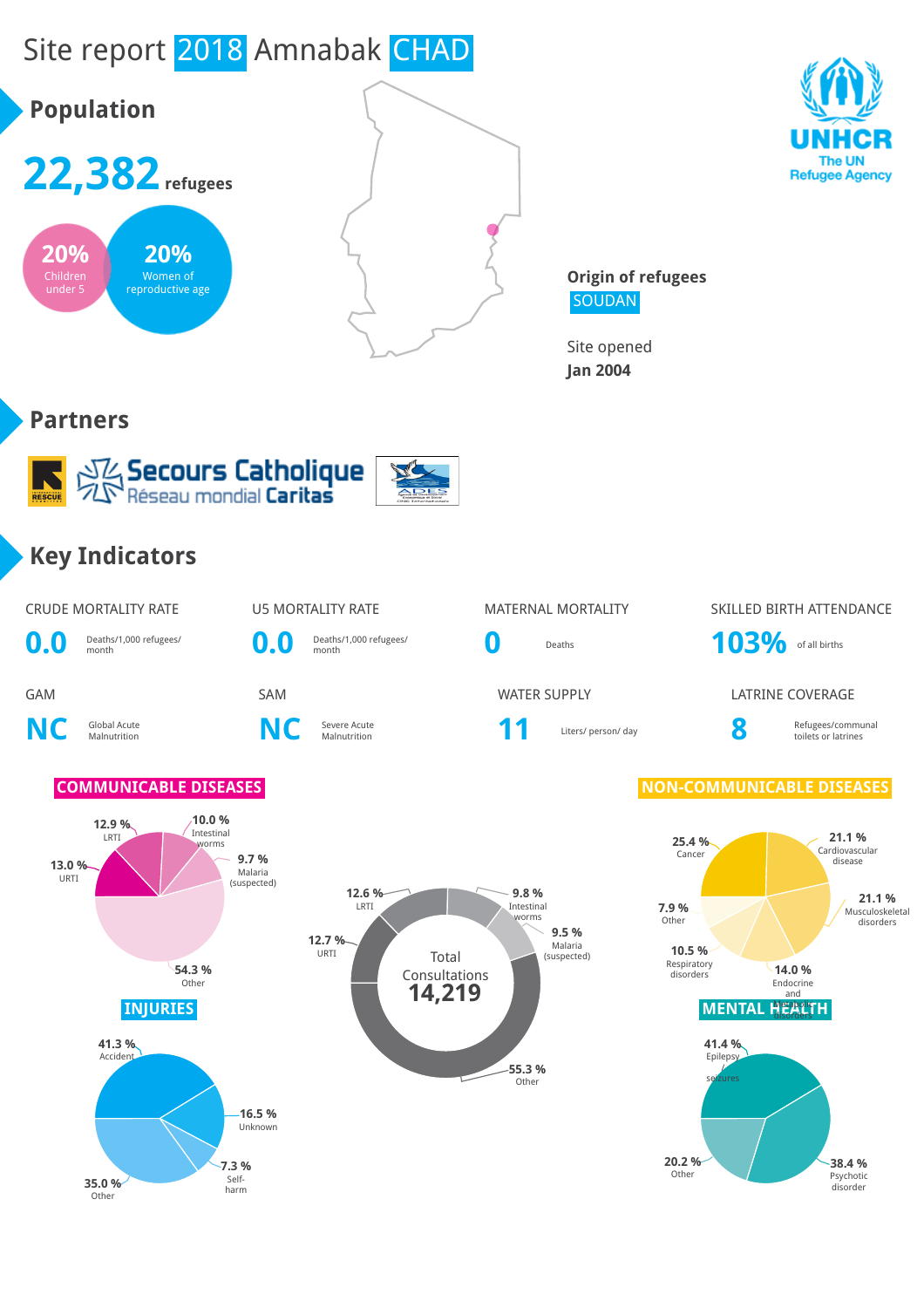# Site report 2018 Amnabak CHAD

## Population

**22,382** refugees

- **20%** Children under 5
- **20%** Women of reproductive age

**Origin of refugees**
SOUDAN

Site opened
**Jan 2004**

## Partners

Secours Catholique
Réseau mondial Caritas

## Key Indicators

| CRUDE MORTALITY RATE | U5 MORTALITY RATE | MATERNAL MORTALITY | SKILLED BIRTH ATTENDANCE |
|---|---|---|---|
| **0.0** Deaths/1,000 refugees/ month | **0.0** Deaths/1,000 refugees/ month | **0** Deaths | **103%** of all births |

| GAM | SAM | WATER SUPPLY | LATRINE COVERAGE |
|---|---|---|---|
| **NC** Global Acute Malnutrition | **NC** Severe Acute Malnutrition | **11** Liters/ person/ day | **8** Refugees/communal toilets or latrines |

### COMMUNICABLE DISEASES

- 12.9 % LRTI
- 10.0 % Intestinal worms
- 9.7 % Malaria (suspected)
- 13.0 % URTI
- 54.3 % Other

### Total Consultations 14,219

- 12.6 % LRTI
- 9.8 % Intestinal worms
- 9.5 % Malaria (suspected)
- 12.7 % URTI
- 55.3 % Other

### NON-COMMUNICABLE DISEASES

- 25.4 % Cancer
- 21.1 % Cardiovascular disease
- 21.1 % Musculoskeletal disorders
- 7.9 % Other
- 10.5 % Respiratory disorders
- 14.0 % Endocrine and metabolic disorders

### INJURIES

- 41.3 % Accident
- 16.5 % Unknown
- 7.3 % Self-harm
- 35.0 % Other

### MENTAL HEALTH

- 41.4 % Epilepsy seizures
- 38.4 % Psychotic disorder
- 20.2 % Other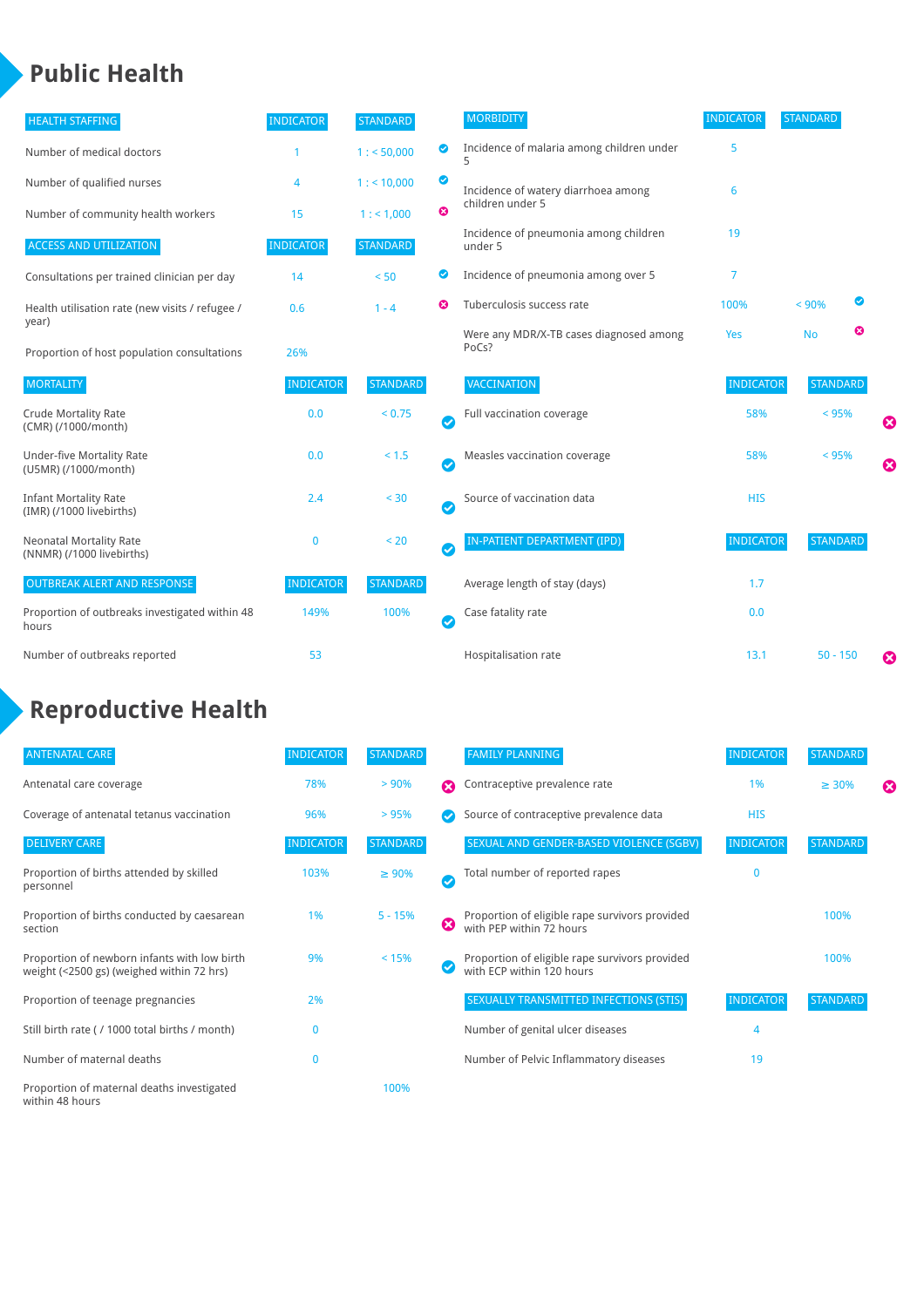# Public Health

| HEALTH STAFFING | INDICATOR | STANDARD | |
|---|---|---|---|
| Number of medical doctors | 1 | 1 : < 50,000 | ✔ |
| Number of qualified nurses | 4 | 1 : < 10,000 | ✔ |
| Number of community health workers | 15 | 1 : < 1,000 | ✖ |

| ACCESS AND UTILIZATION | INDICATOR | STANDARD | |
|---|---|---|---|
| Consultations per trained clinician per day | 14 | < 50 | ✔ |
| Health utilisation rate (new visits / refugee / year) | 0.6 | 1 - 4 | ✖ |
| Proportion of host population consultations | 26% | | |

| MORTALITY | INDICATOR | STANDARD | |
|---|---|---|---|
| Crude Mortality Rate (CMR) (/1000/month) | 0.0 | < 0.75 | ✔ |
| Under-five Mortality Rate (U5MR) (/1000/month) | 0.0 | < 1.5 | ✔ |
| Infant Mortality Rate (IMR) (/1000 livebirths) | 2.4 | < 30 | ✔ |
| Neonatal Mortality Rate (NNMR) (/1000 livebirths) | 0 | < 20 | ✔ |

| OUTBREAK ALERT AND RESPONSE | INDICATOR | STANDARD | |
|---|---|---|---|
| Proportion of outbreaks investigated within 48 hours | 149% | 100% | ✔ |
| Number of outbreaks reported | 53 | | |

| MORBIDITY | INDICATOR | STANDARD | |
|---|---|---|---|
| Incidence of malaria among children under 5 | 5 | | |
| Incidence of watery diarrhoea among children under 5 | 6 | | |
| Incidence of pneumonia among children under 5 | 19 | | |
| Incidence of pneumonia among over 5 | 7 | | |
| Tuberculosis success rate | 100% | < 90% | ✔ |
| Were any MDR/X-TB cases diagnosed among PoCs? | Yes | No | ✖ |

| VACCINATION | INDICATOR | STANDARD | |
|---|---|---|---|
| Full vaccination coverage | 58% | < 95% | ✖ |
| Measles vaccination coverage | 58% | < 95% | ✖ |
| Source of vaccination data | HIS | | |

| IN-PATIENT DEPARTMENT (IPD) | INDICATOR | STANDARD | |
|---|---|---|---|
| Average length of stay (days) | 1.7 | | |
| Case fatality rate | 0.0 | | |
| Hospitalisation rate | 13.1 | 50 - 150 | ✖ |

# Reproductive Health

| ANTENATAL CARE | INDICATOR | STANDARD | |
|---|---|---|---|
| Antenatal care coverage | 78% | > 90% | ✖ |
| Coverage of antenatal tetanus vaccination | 96% | > 95% | ✔ |

| DELIVERY CARE | INDICATOR | STANDARD | |
|---|---|---|---|
| Proportion of births attended by skilled personnel | 103% | ≥ 90% | ✔ |
| Proportion of births conducted by caesarean section | 1% | 5 - 15% | ✖ |
| Proportion of newborn infants with low birth weight (<2500 gs) (weighed within 72 hrs) | 9% | < 15% | ✔ |
| Proportion of teenage pregnancies | 2% | | |
| Still birth rate ( / 1000 total births / month) | 0 | | |
| Number of maternal deaths | 0 | | |
| Proportion of maternal deaths investigated within 48 hours | | 100% | |

| FAMILY PLANNING | INDICATOR | STANDARD | |
|---|---|---|---|
| Contraceptive prevalence rate | 1% | ≥ 30% | ✖ |
| Source of contraceptive prevalence data | HIS | | |

| SEXUAL AND GENDER-BASED VIOLENCE (SGBV) | INDICATOR | STANDARD |
|---|---|---|
| Total number of reported rapes | 0 | |
| Proportion of eligible rape survivors provided with PEP within 72 hours | | 100% |
| Proportion of eligible rape survivors provided with ECP within 120 hours | | 100% |

| SEXUALLY TRANSMITTED INFECTIONS (STIS) | INDICATOR | STANDARD |
|---|---|---|
| Number of genital ulcer diseases | 4 | |
| Number of Pelvic Inflammatory diseases | 19 | |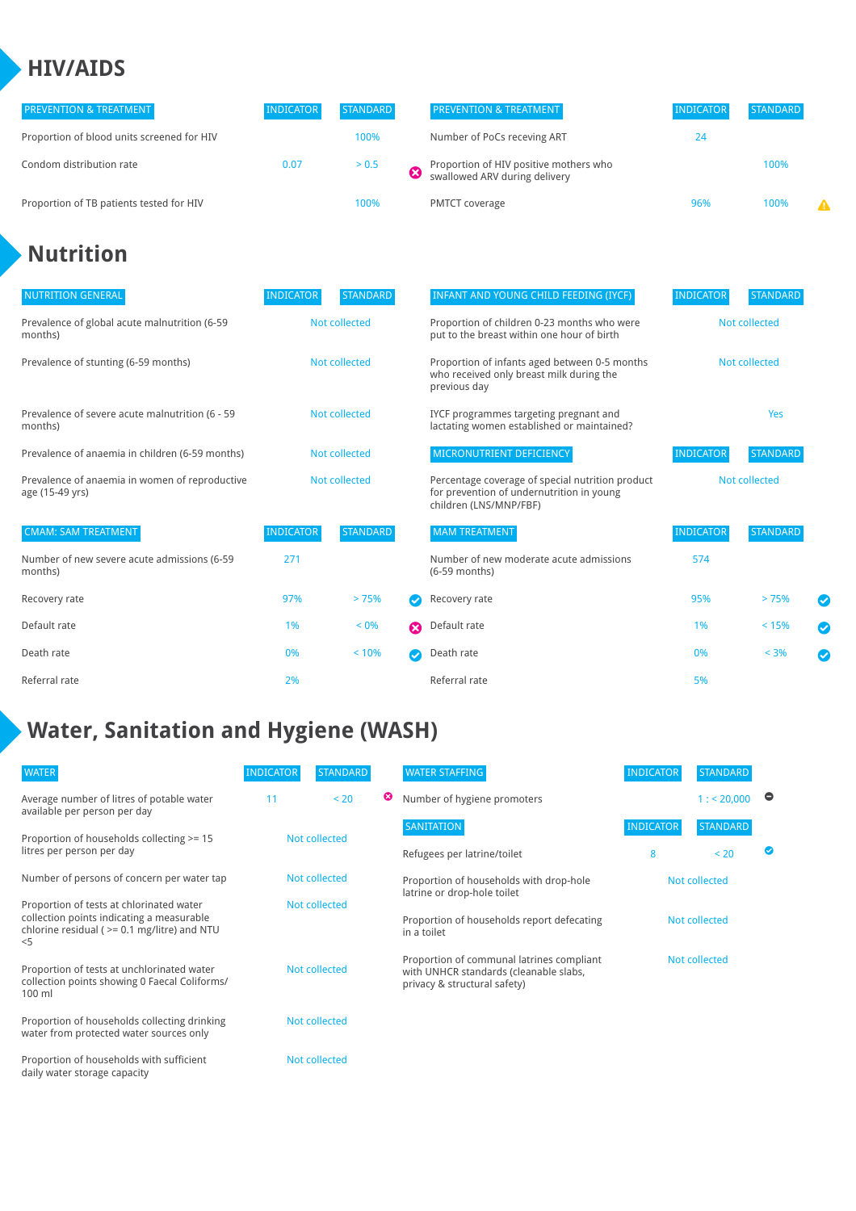# HIV/AIDS

| PREVENTION & TREATMENT | INDICATOR | STANDARD | |
|---|---|---|---|
| Proportion of blood units screened for HIV | | 100% | |
| Condom distribution rate | 0.07 | > 0.5 | ✖ |
| Proportion of TB patients tested for HIV | | 100% | |

| PREVENTION & TREATMENT | INDICATOR | STANDARD | |
|---|---|---|---|
| Number of PoCs receving ART | 24 | | |
| Proportion of HIV positive mothers who swallowed ARV during delivery | | 100% | |
| PMTCT coverage | 96% | 100% | ⚠ |

# Nutrition

| NUTRITION GENERAL | INDICATOR | STANDARD |
|---|---|---|
| Prevalence of global acute malnutrition (6-59 months) | Not collected | |
| Prevalence of stunting (6-59 months) | Not collected | |
| Prevalence of severe acute malnutrition (6 - 59 months) | Not collected | |
| Prevalence of anaemia in children (6-59 months) | Not collected | |
| Prevalence of anaemia in women of reproductive age (15-49 yrs) | Not collected | |

| INFANT AND YOUNG CHILD FEEDING (IYCF) | INDICATOR | STANDARD |
|---|---|---|
| Proportion of children 0-23 months who were put to the breast within one hour of birth | Not collected | |
| Proportion of infants aged between 0-5 months who received only breast milk during the previous day | Not collected | |
| IYCF programmes targeting pregnant and lactating women established or maintained? | | Yes |

| MICRONUTRIENT DEFICIENCY | INDICATOR | STANDARD |
|---|---|---|
| Percentage coverage of special nutrition product for prevention of undernutrition in young children (LNS/MNP/FBF) | Not collected | |

| CMAM: SAM TREATMENT | INDICATOR | STANDARD | |
|---|---|---|---|
| Number of new severe acute admissions (6-59 months) | 271 | | |
| Recovery rate | 97% | > 75% | ✔ |
| Default rate | 1% | < 0% | ✖ |
| Death rate | 0% | < 10% | ✔ |
| Referral rate | 2% | | |

| MAM TREATMENT | INDICATOR | STANDARD | |
|---|---|---|---|
| Number of new moderate acute admissions (6-59 months) | 574 | | |
| Recovery rate | 95% | > 75% | ✔ |
| Default rate | 1% | < 15% | ✔ |
| Death rate | 0% | < 3% | ✔ |
| Referral rate | 5% | | |

# Water, Sanitation and Hygiene (WASH)

| WATER | INDICATOR | STANDARD | |
|---|---|---|---|
| Average number of litres of potable water available per person per day | 11 | < 20 | ✖ |
| Proportion of households collecting >= 15 litres per person per day | Not collected | | |
| Number of persons of concern per water tap | Not collected | | |
| Proportion of tests at chlorinated water collection points indicating a measurable chlorine residual ( >= 0.1 mg/litre) and NTU <5 | Not collected | | |
| Proportion of tests at unchlorinated water collection points showing 0 Faecal Coliforms/ 100 ml | Not collected | | |
| Proportion of households collecting drinking water from protected water sources only | Not collected | | |
| Proportion of households with sufficient daily water storage capacity | Not collected | | |

| WATER STAFFING | INDICATOR | STANDARD | |
|---|---|---|---|
| Number of hygiene promoters | | 1 : < 20,000 | ● |

| SANITATION | INDICATOR | STANDARD | |
|---|---|---|---|
| Refugees per latrine/toilet | 8 | < 20 | ✔ |
| Proportion of households with drop-hole latrine or drop-hole toilet | Not collected | | |
| Proportion of households report defecating in a toilet | Not collected | | |
| Proportion of communal latrines compliant with UNHCR standards (cleanable slabs, privacy & structural safety) | Not collected | | |